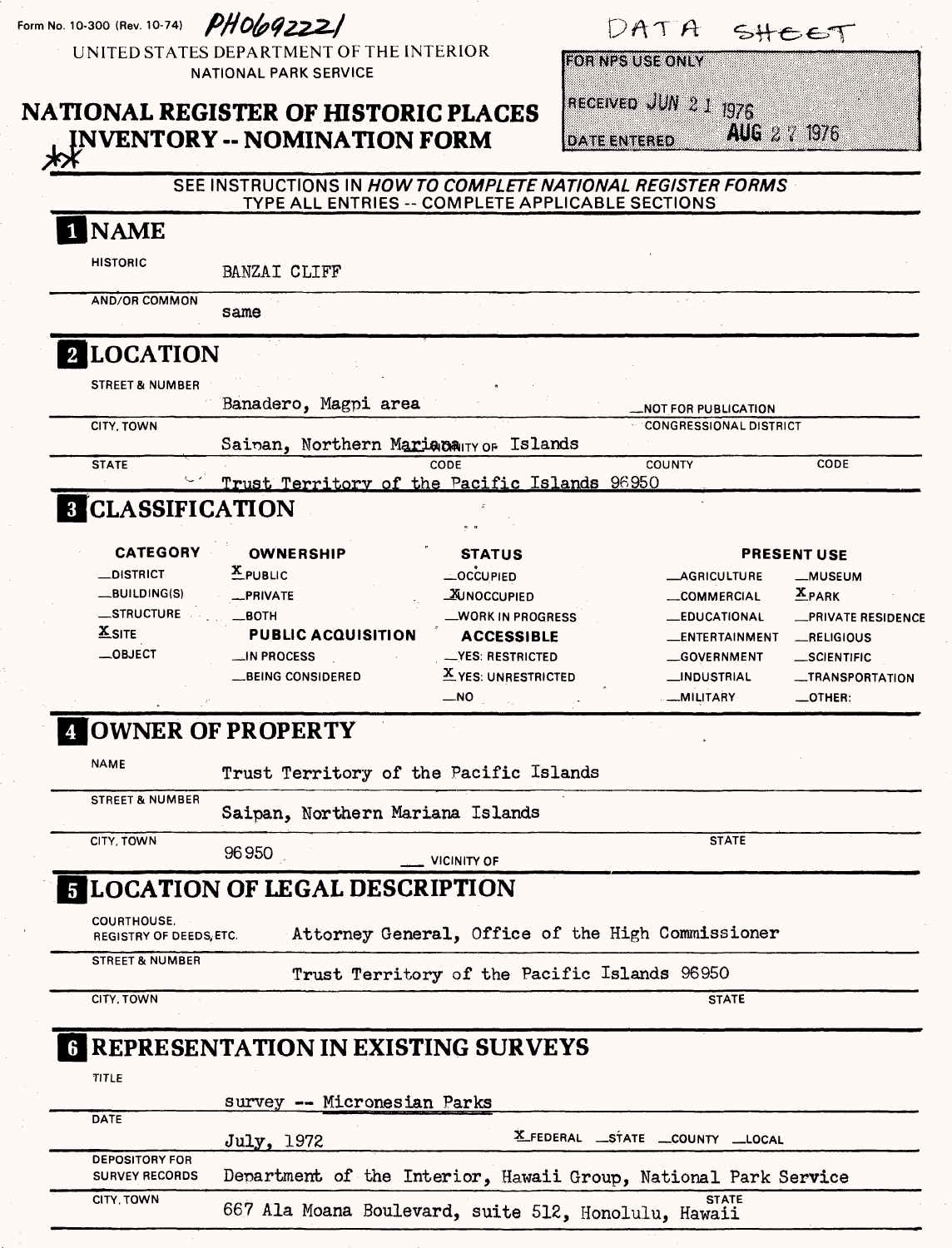Form No. 10-300 (Rev. 10-74) PH0692221

DATA SHEET

UNITED STATES DEPARTMENT OF THE INTERIOR
NATIONAL PARK SERVICE

| FOR NPS USE ONLY | |
|---|---|
| RECEIVED | JUN 21 1976 |
| DATE ENTERED | AUG 27 1976 |

# NATIONAL REGISTER OF HISTORIC PLACES INVENTORY -- NOMINATION FORM

SEE INSTRUCTIONS IN *HOW TO COMPLETE NATIONAL REGISTER FORMS*
TYPE ALL ENTRIES -- COMPLETE APPLICABLE SECTIONS

## 1 NAME

HISTORIC: BANZAI CLIFF

AND/OR COMMON: same

## 2 LOCATION

STREET & NUMBER: Banadero, Magpi area

__NOT FOR PUBLICATION

CITY, TOWN: Saipan, Northern Mariana Islands

__VICINITY OF

CONGRESSIONAL DISTRICT

STATE: Trust Territory of the Pacific Islands 96950

CODE

COUNTY

CODE

## 3 CLASSIFICATION

| CATEGORY | OWNERSHIP | STATUS | PRESENT USE | |
|---|---|---|---|---|
| __DISTRICT | X PUBLIC | __OCCUPIED | __AGRICULTURE | __MUSEUM |
| __BUILDING(S) | __PRIVATE | X UNOCCUPIED | __COMMERCIAL | X PARK |
| __STRUCTURE | __BOTH | __WORK IN PROGRESS | __EDUCATIONAL | __PRIVATE RESIDENCE |
| X SITE | **PUBLIC ACQUISITION** | **ACCESSIBLE** | __ENTERTAINMENT | __RELIGIOUS |
| __OBJECT | __IN PROCESS | __YES: RESTRICTED | __GOVERNMENT | __SCIENTIFIC |
| | __BEING CONSIDERED | X YES: UNRESTRICTED | __INDUSTRIAL | __TRANSPORTATION |
| | | __NO | __MILITARY | __OTHER: |

## 4 OWNER OF PROPERTY

NAME: Trust Territory of the Pacific Islands

STREET & NUMBER: Saipan, Northern Mariana Islands

CITY, TOWN: 96950 __ VICINITY OF

STATE

## 5 LOCATION OF LEGAL DESCRIPTION

COURTHOUSE, REGISTRY OF DEEDS, ETC.: Attorney General, Office of the High Commissioner

STREET & NUMBER: Trust Territory of the Pacific Islands 96950

CITY, TOWN

STATE

## 6 REPRESENTATION IN EXISTING SURVEYS

TITLE: survey -- Micronesian Parks

DATE: July, 1972 X FEDERAL __STATE __COUNTY __LOCAL

DEPOSITORY FOR SURVEY RECORDS: Department of the Interior, Hawaii Group, National Park Service

CITY, TOWN: 667 Ala Moana Boulevard, suite 512, Honolulu, STATE: Hawaii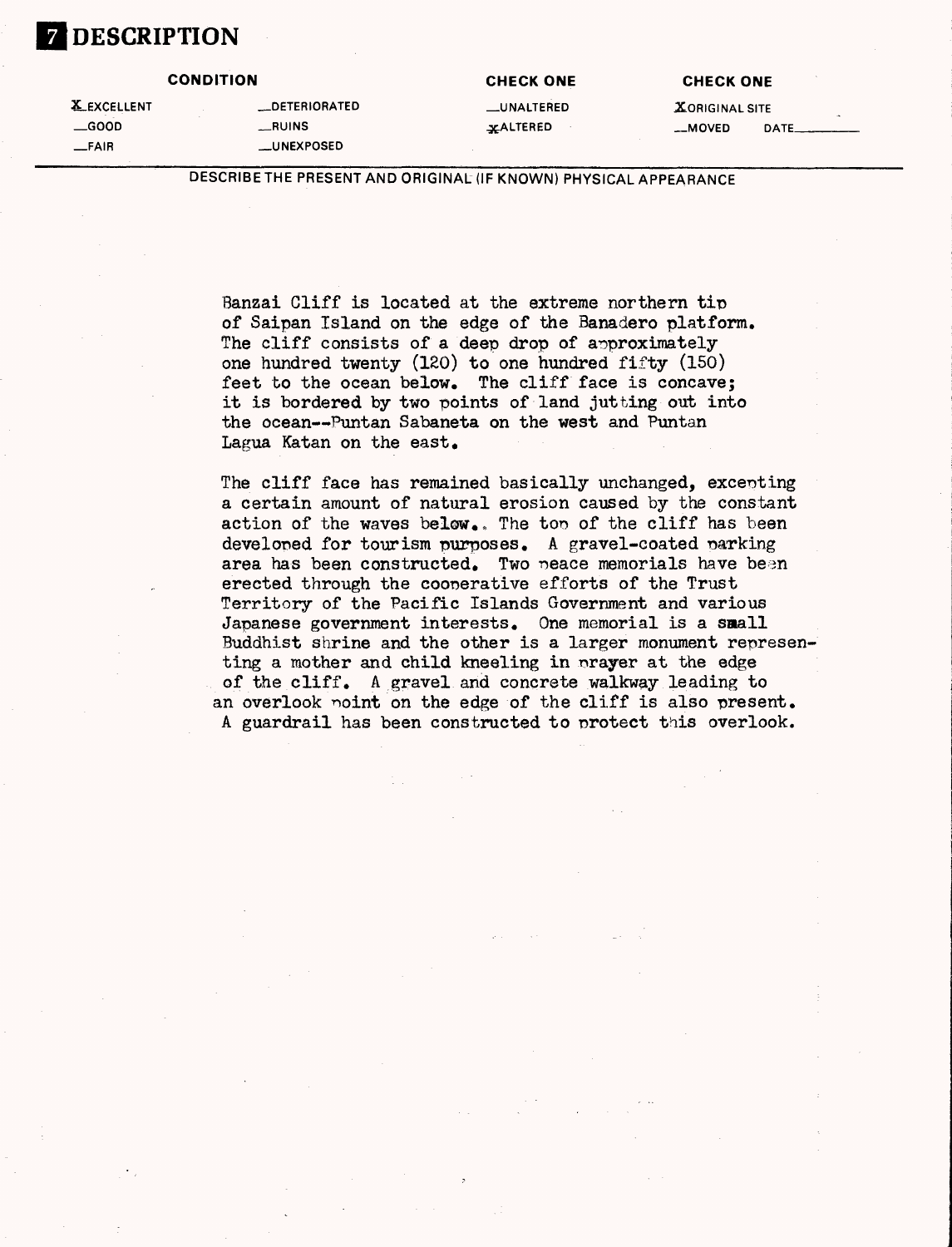# 7 DESCRIPTION

| CONDITION | | CHECK ONE | CHECK ONE |
|---|---|---|---|
| X EXCELLENT | __DETERIORATED | __UNALTERED | X ORIGINAL SITE |
| __GOOD | __RUINS | X ALTERED | __MOVED DATE______ |
| __FAIR | __UNEXPOSED | | |

DESCRIBE THE PRESENT AND ORIGINAL (IF KNOWN) PHYSICAL APPEARANCE

Banzai Cliff is located at the extreme northern tip of Saipan Island on the edge of the Banadero platform. The cliff consists of a deep drop of approximately one hundred twenty (120) to one hundred fifty (150) feet to the ocean below. The cliff face is concave; it is bordered by two points of land jutting out into the ocean--Puntan Sabaneta on the west and Puntan Lagua Katan on the east.

The cliff face has remained basically unchanged, excepting a certain amount of natural erosion caused by the constant action of the waves below. The top of the cliff has been developed for tourism purposes. A gravel-coated parking area has been constructed. Two peace memorials have been erected through the cooperative efforts of the Trust Territory of the Pacific Islands Government and various Japanese government interests. One memorial is a small Buddhist shrine and the other is a larger monument representing a mother and child kneeling in prayer at the edge of the cliff. A gravel and concrete walkway leading to an overlook point on the edge of the cliff is also present. A guardrail has been constructed to protect this overlook.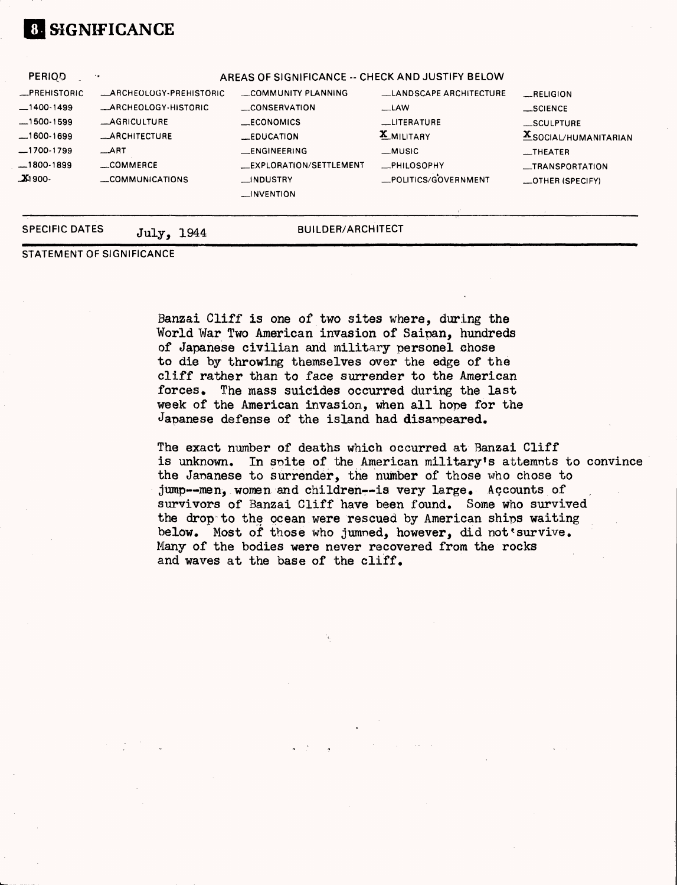# 8 SIGNIFICANCE

| PERIOD | AREAS OF SIGNIFICANCE -- CHECK AND JUSTIFY BELOW | | | |
|---|---|---|---|---|
| _PREHISTORIC | _ARCHEOLOGY-PREHISTORIC | _COMMUNITY PLANNING | _LANDSCAPE ARCHITECTURE | _RELIGION |
| _1400-1499 | _ARCHEOLOGY-HISTORIC | _CONSERVATION | _LAW | _SCIENCE |
| _1500-1599 | _AGRICULTURE | _ECONOMICS | _LITERATURE | _SCULPTURE |
| _1600-1699 | _ARCHITECTURE | _EDUCATION | X MILITARY | X SOCIAL/HUMANITARIAN |
| _1700-1799 | _ART | _ENGINEERING | _MUSIC | _THEATER |
| _1800-1899 | _COMMERCE | _EXPLORATION/SETTLEMENT | _PHILOSOPHY | _TRANSPORTATION |
| X 1900- | _COMMUNICATIONS | _INDUSTRY | _POLITICS/GOVERNMENT | _OTHER (SPECIFY) |
| | | _INVENTION | | |

SPECIFIC DATES July, 1944 BUILDER/ARCHITECT

STATEMENT OF SIGNIFICANCE

Banzai Cliff is one of two sites where, during the World War Two American invasion of Saipan, hundreds of Japanese civilian and military personel chose to die by throwing themselves over the edge of the cliff rather than to face surrender to the American forces. The mass suicides occurred during the last week of the American invasion, when all hope for the Japanese defense of the island had disappeared.

The exact number of deaths which occurred at Banzai Cliff is unknown. In spite of the American military's attempts to convince the Japanese to surrender, the number of those who chose to jump--men, women and children--is very large. Accounts of survivors of Banzai Cliff have been found. Some who survived the drop to the ocean were rescued by American ships waiting below. Most of those who jumped, however, did not survive. Many of the bodies were never recovered from the rocks and waves at the base of the cliff.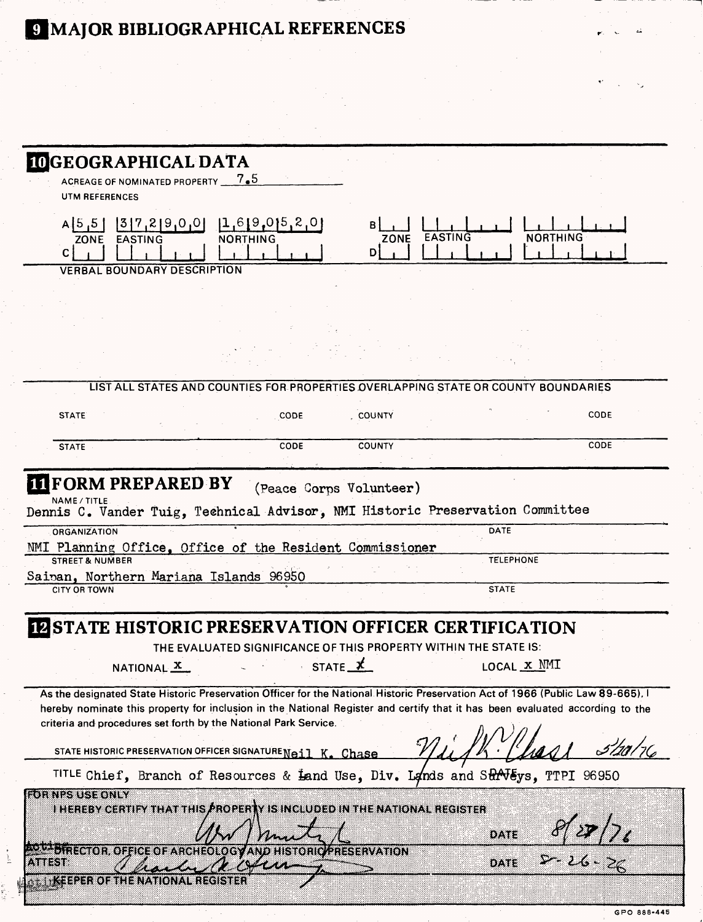# 9 MAJOR BIBLIOGRAPHICAL REFERENCES

# 10 GEOGRAPHICAL DATA

ACREAGE OF NOMINATED PROPERTY 7.5

UTM REFERENCES

| | ZONE | EASTING | NORTHING | | ZONE | EASTING | NORTHING |
|---|---|---|---|---|---|---|---|
| A | 5 5 | 3 7 2 9 0 0 | 1 6 9 0 5 2 0 | B | | | |
| C | | | | D | | | |

VERBAL BOUNDARY DESCRIPTION

LIST ALL STATES AND COUNTIES FOR PROPERTIES OVERLAPPING STATE OR COUNTY BOUNDARIES

| STATE | CODE | COUNTY | CODE |
|---|---|---|---|
| STATE | CODE | COUNTY | CODE |

# 11 FORM PREPARED BY (Peace Corps Volunteer)

NAME / TITLE
Dennis C. Vander Tuig, Technical Advisor, NMI Historic Preservation Committee

ORGANIZATION
NMI Planning Office, Office of the Resident Commissioner

DATE

STREET & NUMBER
Saipan, Northern Mariana Islands 96950

TELEPHONE

CITY OR TOWN

STATE

# 12 STATE HISTORIC PRESERVATION OFFICER CERTIFICATION

THE EVALUATED SIGNIFICANCE OF THIS PROPERTY WITHIN THE STATE IS:

NATIONAL x STATE x LOCAL x NMI

As the designated State Historic Preservation Officer for the National Historic Preservation Act of 1966 (Public Law 89-665), I hereby nominate this property for inclusion in the National Register and certify that it has been evaluated according to the criteria and procedures set forth by the National Park Service.

STATE HISTORIC PRESERVATION OFFICER SIGNATURE Neil K. Chase *Neil K. Chase* 5/20/76

TITLE Chief, Branch of Resources & Land Use, Div. Lands and Surveys, TTPI 96950 DATE

FOR NPS USE ONLY

I HEREBY CERTIFY THAT THIS PROPERTY IS INCLUDED IN THE NATIONAL REGISTER

DATE 8/27/76

Acting DIRECTOR, OFFICE OF ARCHEOLOGY AND HISTORIC PRESERVATION

ATTEST: DATE 8-26-76

Acting KEEPER OF THE NATIONAL REGISTER

GPO 888-445